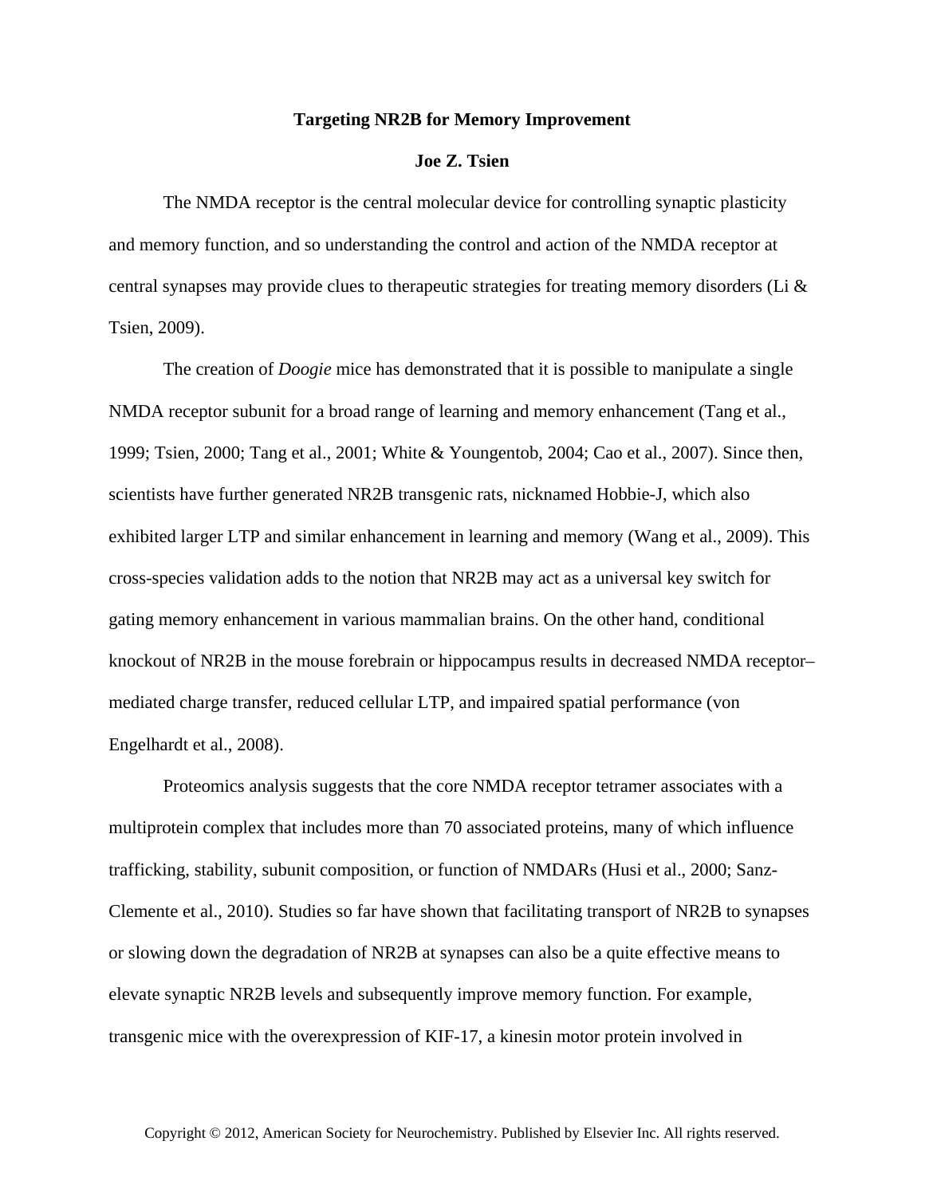# Targeting NR2B for Memory Improvement

**Joe Z. Tsien**

The NMDA receptor is the central molecular device for controlling synaptic plasticity and memory function, and so understanding the control and action of the NMDA receptor at central synapses may provide clues to therapeutic strategies for treating memory disorders (Li & Tsien, 2009).

The creation of *Doogie* mice has demonstrated that it is possible to manipulate a single NMDA receptor subunit for a broad range of learning and memory enhancement (Tang et al., 1999; Tsien, 2000; Tang et al., 2001; White & Youngentob, 2004; Cao et al., 2007). Since then, scientists have further generated NR2B transgenic rats, nicknamed Hobbie-J, which also exhibited larger LTP and similar enhancement in learning and memory (Wang et al., 2009). This cross-species validation adds to the notion that NR2B may act as a universal key switch for gating memory enhancement in various mammalian brains. On the other hand, conditional knockout of NR2B in the mouse forebrain or hippocampus results in decreased NMDA receptor–mediated charge transfer, reduced cellular LTP, and impaired spatial performance (von Engelhardt et al., 2008).

Proteomics analysis suggests that the core NMDA receptor tetramer associates with a multiprotein complex that includes more than 70 associated proteins, many of which influence trafficking, stability, subunit composition, or function of NMDARs (Husi et al., 2000; Sanz-Clemente et al., 2010). Studies so far have shown that facilitating transport of NR2B to synapses or slowing down the degradation of NR2B at synapses can also be a quite effective means to elevate synaptic NR2B levels and subsequently improve memory function. For example, transgenic mice with the overexpression of KIF-17, a kinesin motor protein involved in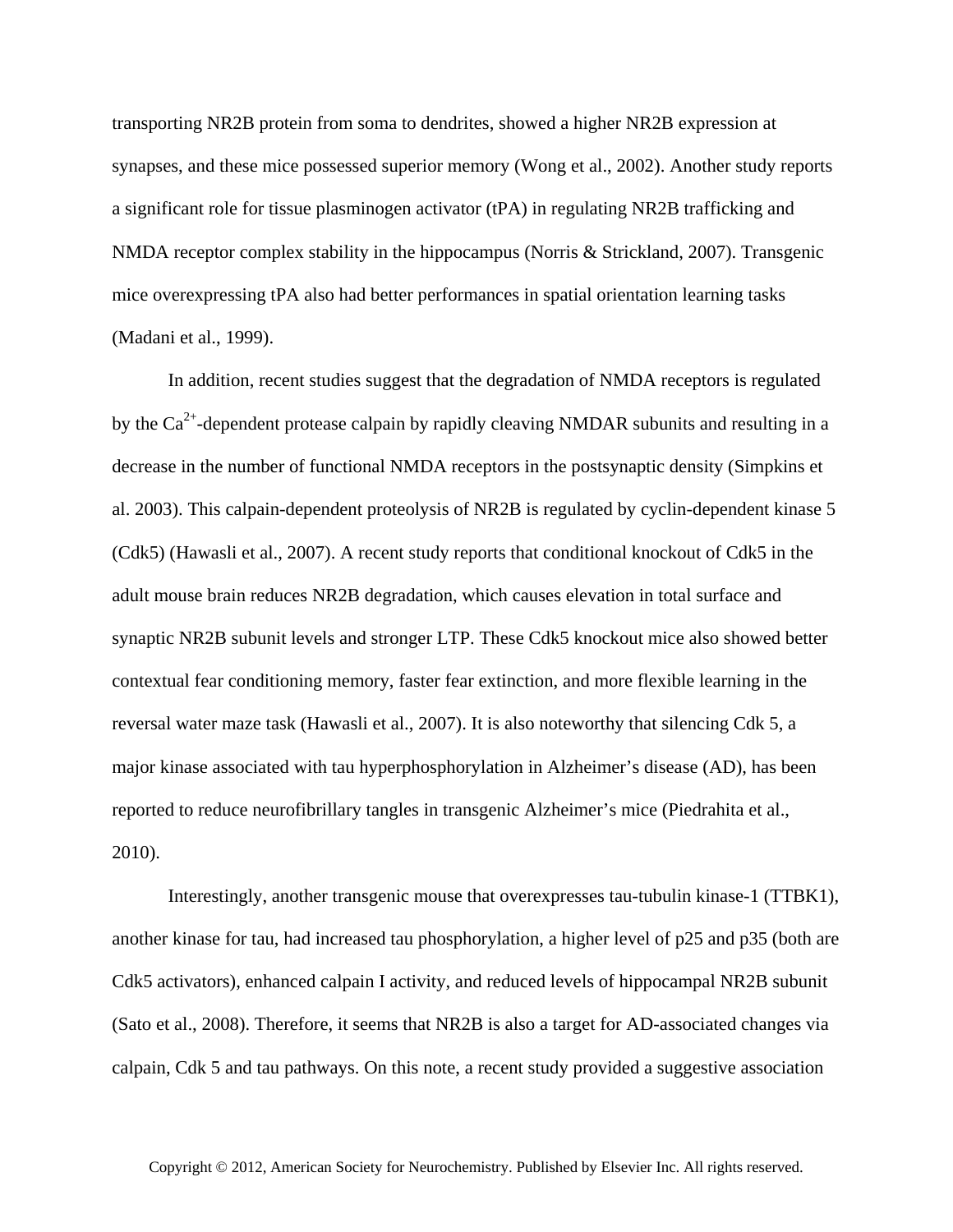transporting NR2B protein from soma to dendrites, showed a higher NR2B expression at synapses, and these mice possessed superior memory (Wong et al., 2002). Another study reports a significant role for tissue plasminogen activator (tPA) in regulating NR2B trafficking and NMDA receptor complex stability in the hippocampus (Norris & Strickland, 2007). Transgenic mice overexpressing tPA also had better performances in spatial orientation learning tasks (Madani et al., 1999).

In addition, recent studies suggest that the degradation of NMDA receptors is regulated by the $Ca^{2+}$-dependent protease calpain by rapidly cleaving NMDAR subunits and resulting in a decrease in the number of functional NMDA receptors in the postsynaptic density (Simpkins et al. 2003). This calpain-dependent proteolysis of NR2B is regulated by cyclin-dependent kinase 5 (Cdk5) (Hawasli et al., 2007). A recent study reports that conditional knockout of Cdk5 in the adult mouse brain reduces NR2B degradation, which causes elevation in total surface and synaptic NR2B subunit levels and stronger LTP. These Cdk5 knockout mice also showed better contextual fear conditioning memory, faster fear extinction, and more flexible learning in the reversal water maze task (Hawasli et al., 2007). It is also noteworthy that silencing Cdk 5, a major kinase associated with tau hyperphosphorylation in Alzheimer's disease (AD), has been reported to reduce neurofibrillary tangles in transgenic Alzheimer's mice (Piedrahita et al., 2010).

Interestingly, another transgenic mouse that overexpresses tau-tubulin kinase-1 (TTBK1), another kinase for tau, had increased tau phosphorylation, a higher level of p25 and p35 (both are Cdk5 activators), enhanced calpain I activity, and reduced levels of hippocampal NR2B subunit (Sato et al., 2008). Therefore, it seems that NR2B is also a target for AD-associated changes via calpain, Cdk 5 and tau pathways. On this note, a recent study provided a suggestive association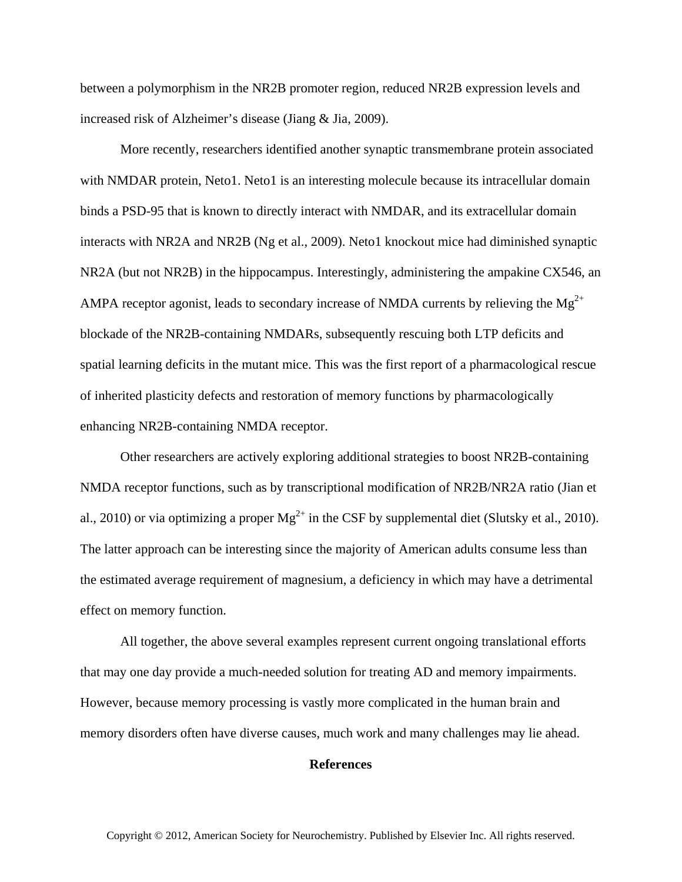between a polymorphism in the NR2B promoter region, reduced NR2B expression levels and increased risk of Alzheimer's disease (Jiang & Jia, 2009).

More recently, researchers identified another synaptic transmembrane protein associated with NMDAR protein, Neto1. Neto1 is an interesting molecule because its intracellular domain binds a PSD-95 that is known to directly interact with NMDAR, and its extracellular domain interacts with NR2A and NR2B (Ng et al., 2009). Neto1 knockout mice had diminished synaptic NR2A (but not NR2B) in the hippocampus. Interestingly, administering the ampakine CX546, an AMPA receptor agonist, leads to secondary increase of NMDA currents by relieving the $Mg^{2+}$ blockade of the NR2B-containing NMDARs, subsequently rescuing both LTP deficits and spatial learning deficits in the mutant mice. This was the first report of a pharmacological rescue of inherited plasticity defects and restoration of memory functions by pharmacologically enhancing NR2B-containing NMDA receptor.

Other researchers are actively exploring additional strategies to boost NR2B-containing NMDA receptor functions, such as by transcriptional modification of NR2B/NR2A ratio (Jian et al., 2010) or via optimizing a proper $Mg^{2+}$ in the CSF by supplemental diet (Slutsky et al., 2010). The latter approach can be interesting since the majority of American adults consume less than the estimated average requirement of magnesium, a deficiency in which may have a detrimental effect on memory function.

All together, the above several examples represent current ongoing translational efforts that may one day provide a much-needed solution for treating AD and memory impairments. However, because memory processing is vastly more complicated in the human brain and memory disorders often have diverse causes, much work and many challenges may lie ahead.

## References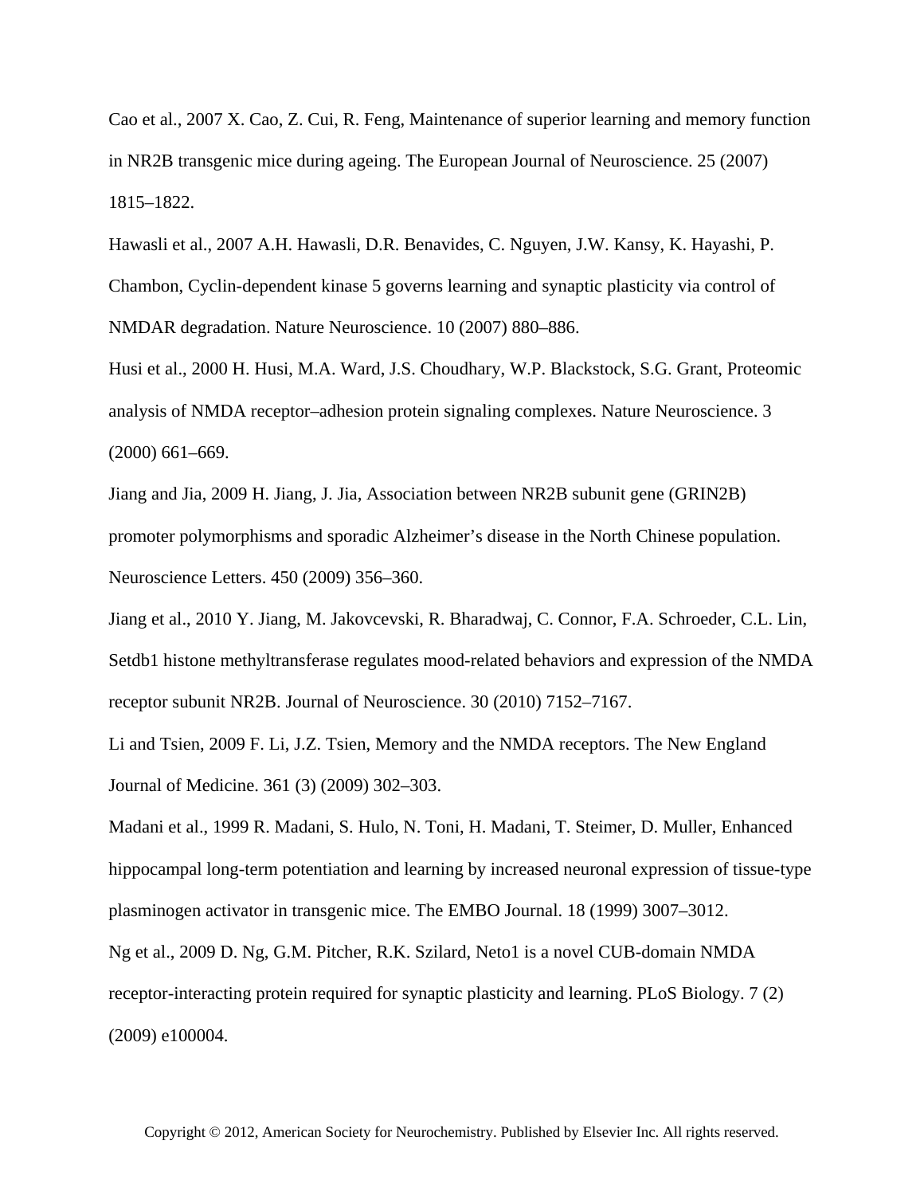Cao et al., 2007 X. Cao, Z. Cui, R. Feng, Maintenance of superior learning and memory function in NR2B transgenic mice during ageing. The European Journal of Neuroscience. 25 (2007) 1815–1822.

Hawasli et al., 2007 A.H. Hawasli, D.R. Benavides, C. Nguyen, J.W. Kansy, K. Hayashi, P. Chambon, Cyclin-dependent kinase 5 governs learning and synaptic plasticity via control of NMDAR degradation. Nature Neuroscience. 10 (2007) 880–886.

Husi et al., 2000 H. Husi, M.A. Ward, J.S. Choudhary, W.P. Blackstock, S.G. Grant, Proteomic analysis of NMDA receptor–adhesion protein signaling complexes. Nature Neuroscience. 3 (2000) 661–669.

Jiang and Jia, 2009 H. Jiang, J. Jia, Association between NR2B subunit gene (GRIN2B) promoter polymorphisms and sporadic Alzheimer's disease in the North Chinese population. Neuroscience Letters. 450 (2009) 356–360.

Jiang et al., 2010 Y. Jiang, M. Jakovcevski, R. Bharadwaj, C. Connor, F.A. Schroeder, C.L. Lin, Setdb1 histone methyltransferase regulates mood-related behaviors and expression of the NMDA receptor subunit NR2B. Journal of Neuroscience. 30 (2010) 7152–7167.

Li and Tsien, 2009 F. Li, J.Z. Tsien, Memory and the NMDA receptors. The New England Journal of Medicine. 361 (3) (2009) 302–303.

Madani et al., 1999 R. Madani, S. Hulo, N. Toni, H. Madani, T. Steimer, D. Muller, Enhanced hippocampal long-term potentiation and learning by increased neuronal expression of tissue-type plasminogen activator in transgenic mice. The EMBO Journal. 18 (1999) 3007–3012.

Ng et al., 2009 D. Ng, G.M. Pitcher, R.K. Szilard, Neto1 is a novel CUB-domain NMDA receptor-interacting protein required for synaptic plasticity and learning. PLoS Biology. 7 (2) (2009) e100004.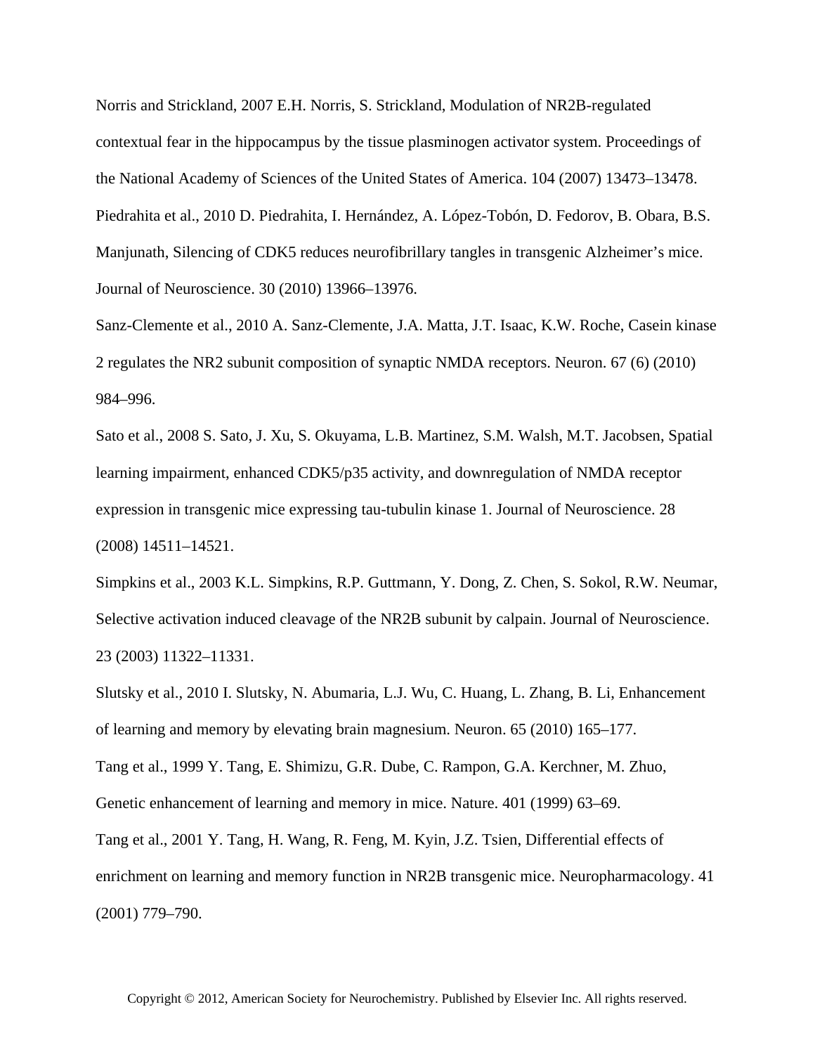Norris and Strickland, 2007 E.H. Norris, S. Strickland, Modulation of NR2B-regulated contextual fear in the hippocampus by the tissue plasminogen activator system. Proceedings of the National Academy of Sciences of the United States of America. 104 (2007) 13473–13478.

Piedrahita et al., 2010 D. Piedrahita, I. Hernández, A. López-Tobón, D. Fedorov, B. Obara, B.S. Manjunath, Silencing of CDK5 reduces neurofibrillary tangles in transgenic Alzheimer's mice. Journal of Neuroscience. 30 (2010) 13966–13976.

Sanz-Clemente et al., 2010 A. Sanz-Clemente, J.A. Matta, J.T. Isaac, K.W. Roche, Casein kinase 2 regulates the NR2 subunit composition of synaptic NMDA receptors. Neuron. 67 (6) (2010) 984–996.

Sato et al., 2008 S. Sato, J. Xu, S. Okuyama, L.B. Martinez, S.M. Walsh, M.T. Jacobsen, Spatial learning impairment, enhanced CDK5/p35 activity, and downregulation of NMDA receptor expression in transgenic mice expressing tau-tubulin kinase 1. Journal of Neuroscience. 28 (2008) 14511–14521.

Simpkins et al., 2003 K.L. Simpkins, R.P. Guttmann, Y. Dong, Z. Chen, S. Sokol, R.W. Neumar, Selective activation induced cleavage of the NR2B subunit by calpain. Journal of Neuroscience. 23 (2003) 11322–11331.

Slutsky et al., 2010 I. Slutsky, N. Abumaria, L.J. Wu, C. Huang, L. Zhang, B. Li, Enhancement of learning and memory by elevating brain magnesium. Neuron. 65 (2010) 165–177.

Tang et al., 1999 Y. Tang, E. Shimizu, G.R. Dube, C. Rampon, G.A. Kerchner, M. Zhuo, Genetic enhancement of learning and memory in mice. Nature. 401 (1999) 63–69.

Tang et al., 2001 Y. Tang, H. Wang, R. Feng, M. Kyin, J.Z. Tsien, Differential effects of enrichment on learning and memory function in NR2B transgenic mice. Neuropharmacology. 41 (2001) 779–790.

Copyright © 2012, American Society for Neurochemistry. Published by Elsevier Inc. All rights reserved.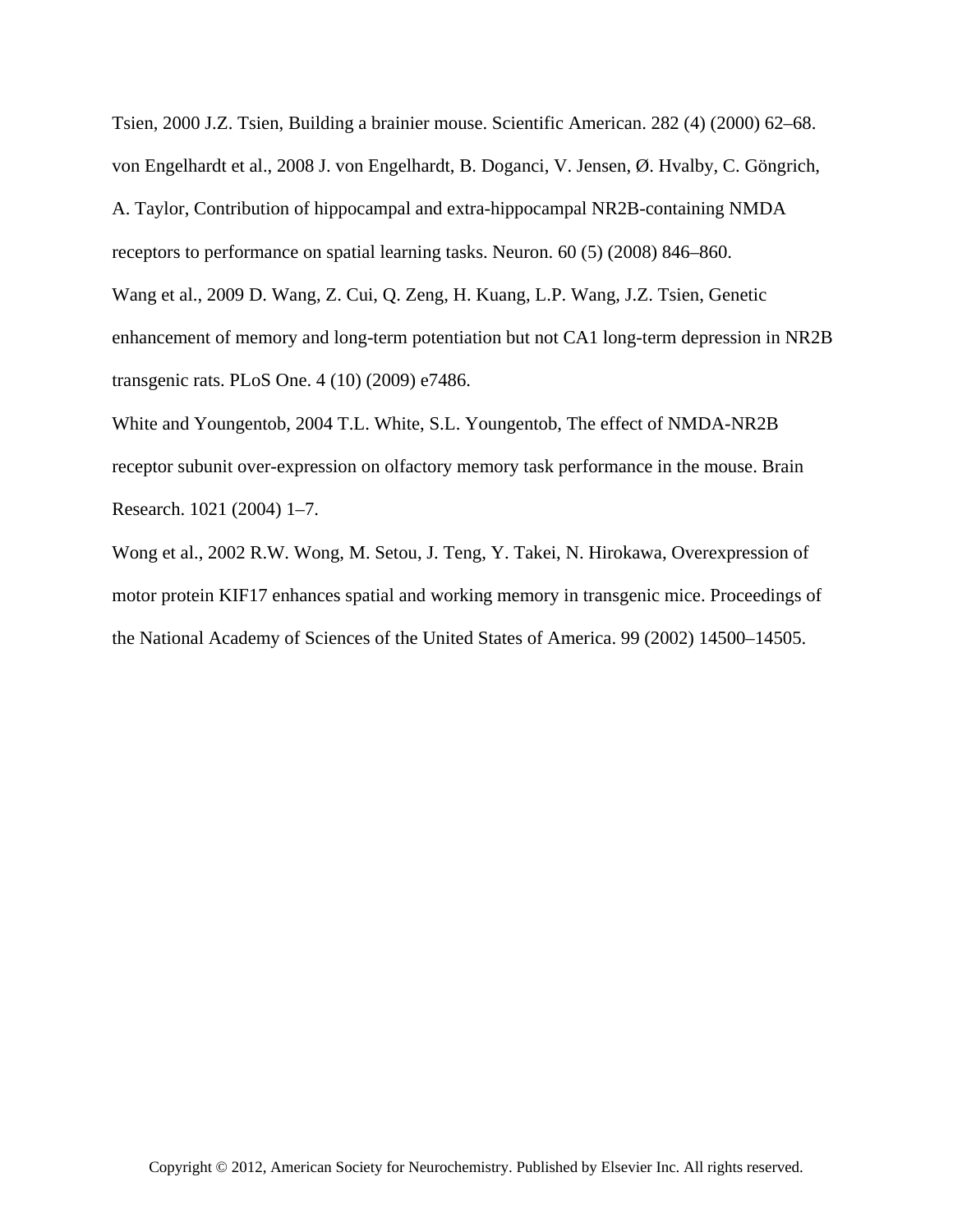Tsien, 2000 J.Z. Tsien, Building a brainier mouse. Scientific American. 282 (4) (2000) 62–68.

von Engelhardt et al., 2008 J. von Engelhardt, B. Doganci, V. Jensen, Ø. Hvalby, C. Göngrich, A. Taylor, Contribution of hippocampal and extra-hippocampal NR2B-containing NMDA receptors to performance on spatial learning tasks. Neuron. 60 (5) (2008) 846–860.

Wang et al., 2009 D. Wang, Z. Cui, Q. Zeng, H. Kuang, L.P. Wang, J.Z. Tsien, Genetic enhancement of memory and long-term potentiation but not CA1 long-term depression in NR2B transgenic rats. PLoS One. 4 (10) (2009) e7486.

White and Youngentob, 2004 T.L. White, S.L. Youngentob, The effect of NMDA-NR2B receptor subunit over-expression on olfactory memory task performance in the mouse. Brain Research. 1021 (2004) 1–7.

Wong et al., 2002 R.W. Wong, M. Setou, J. Teng, Y. Takei, N. Hirokawa, Overexpression of motor protein KIF17 enhances spatial and working memory in transgenic mice. Proceedings of the National Academy of Sciences of the United States of America. 99 (2002) 14500–14505.

Copyright © 2012, American Society for Neurochemistry. Published by Elsevier Inc. All rights reserved.